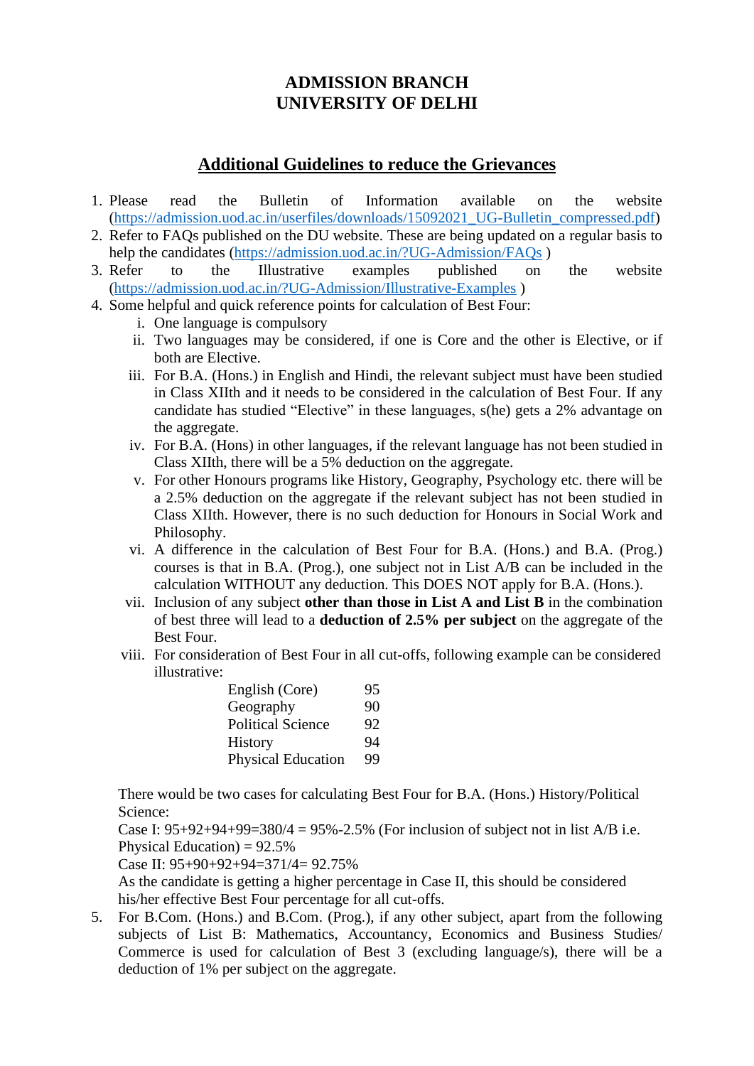# ADMISSION BRANCH
# UNIVERSITY OF DELHI

## Additional Guidelines to reduce the Grievances

1. Please read the Bulletin of Information available on the website (https://admission.uod.ac.in/userfiles/downloads/15092021_UG-Bulletin_compressed.pdf)
2. Refer to FAQs published on the DU website. These are being updated on a regular basis to help the candidates (https://admission.uod.ac.in/?UG-Admission/FAQs )
3. Refer to the Illustrative examples published on the website (https://admission.uod.ac.in/?UG-Admission/Illustrative-Examples )
4. Some helpful and quick reference points for calculation of Best Four:
    i. One language is compulsory
    ii. Two languages may be considered, if one is Core and the other is Elective, or if both are Elective.
    iii. For B.A. (Hons.) in English and Hindi, the relevant subject must have been studied in Class XIIth and it needs to be considered in the calculation of Best Four. If any candidate has studied "Elective" in these languages, s(he) gets a 2% advantage on the aggregate.
    iv. For B.A. (Hons) in other languages, if the relevant language has not been studied in Class XIIth, there will be a 5% deduction on the aggregate.
    v. For other Honours programs like History, Geography, Psychology etc. there will be a 2.5% deduction on the aggregate if the relevant subject has not been studied in Class XIIth. However, there is no such deduction for Honours in Social Work and Philosophy.
    vi. A difference in the calculation of Best Four for B.A. (Hons.) and B.A. (Prog.) courses is that in B.A. (Prog.), one subject not in List A/B can be included in the calculation WITHOUT any deduction. This DOES NOT apply for B.A. (Hons.).
    vii. Inclusion of any subject **other than those in List A and List B** in the combination of best three will lead to a **deduction of 2.5% per subject** on the aggregate of the Best Four.
    viii. For consideration of Best Four in all cut-offs, following example can be considered illustrative:

| | |
|---|---|
| English (Core) | 95 |
| Geography | 90 |
| Political Science | 92 |
| History | 94 |
| Physical Education | 99 |

There would be two cases for calculating Best Four for B.A. (Hons.) History/Political Science:

Case I: 95+92+94+99=380/4 = 95%-2.5% (For inclusion of subject not in list A/B i.e. Physical Education) = 92.5%

Case II: 95+90+92+94=371/4= 92.75%

As the candidate is getting a higher percentage in Case II, this should be considered his/her effective Best Four percentage for all cut-offs.

5. For B.Com. (Hons.) and B.Com. (Prog.), if any other subject, apart from the following subjects of List B: Mathematics, Accountancy, Economics and Business Studies/ Commerce is used for calculation of Best 3 (excluding language/s), there will be a deduction of 1% per subject on the aggregate.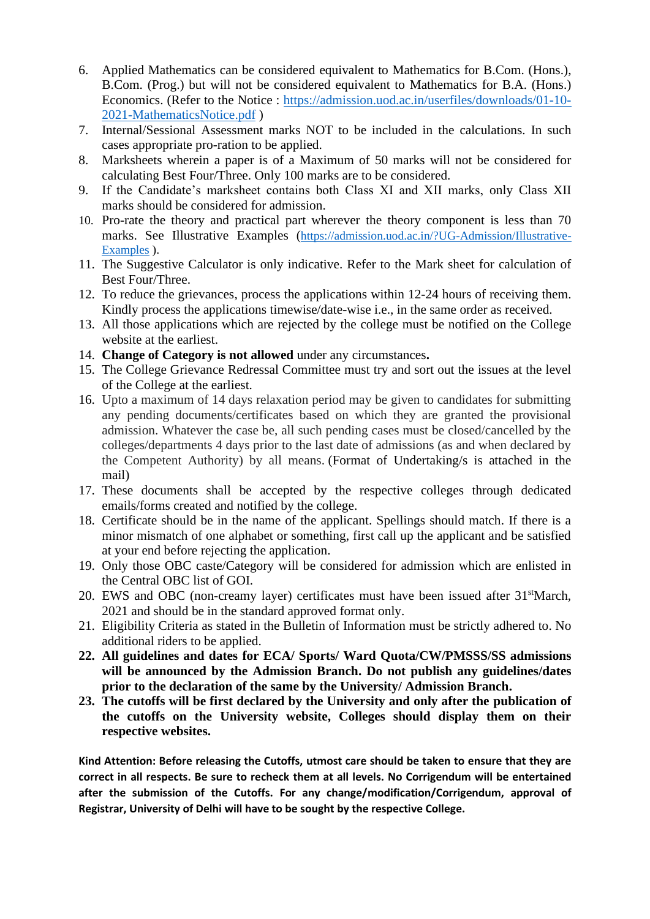6. Applied Mathematics can be considered equivalent to Mathematics for B.Com. (Hons.), B.Com. (Prog.) but will not be considered equivalent to Mathematics for B.A. (Hons.) Economics. (Refer to the Notice : https://admission.uod.ac.in/userfiles/downloads/01-10-2021-MathematicsNotice.pdf )
7. Internal/Sessional Assessment marks NOT to be included in the calculations. In such cases appropriate pro-ration to be applied.
8. Marksheets wherein a paper is of a Maximum of 50 marks will not be considered for calculating Best Four/Three. Only 100 marks are to be considered.
9. If the Candidate's marksheet contains both Class XI and XII marks, only Class XII marks should be considered for admission.
10. Pro-rate the theory and practical part wherever the theory component is less than 70 marks. See Illustrative Examples (https://admission.uod.ac.in/?UG-Admission/Illustrative-Examples ).
11. The Suggestive Calculator is only indicative. Refer to the Mark sheet for calculation of Best Four/Three.
12. To reduce the grievances, process the applications within 12-24 hours of receiving them. Kindly process the applications timewise/date-wise i.e., in the same order as received.
13. All those applications which are rejected by the college must be notified on the College website at the earliest.
14. **Change of Category is not allowed** under any circumstances**.**
15. The College Grievance Redressal Committee must try and sort out the issues at the level of the College at the earliest.
16. Upto a maximum of 14 days relaxation period may be given to candidates for submitting any pending documents/certificates based on which they are granted the provisional admission. Whatever the case be, all such pending cases must be closed/cancelled by the colleges/departments 4 days prior to the last date of admissions (as and when declared by the Competent Authority) by all means. (Format of Undertaking/s is attached in the mail)
17. These documents shall be accepted by the respective colleges through dedicated emails/forms created and notified by the college.
18. Certificate should be in the name of the applicant. Spellings should match. If there is a minor mismatch of one alphabet or something, first call up the applicant and be satisfied at your end before rejecting the application.
19. Only those OBC caste/Category will be considered for admission which are enlisted in the Central OBC list of GOI.
20. EWS and OBC (non-creamy layer) certificates must have been issued after 31st March, 2021 and should be in the standard approved format only.
21. Eligibility Criteria as stated in the Bulletin of Information must be strictly adhered to. No additional riders to be applied.
22. **All guidelines and dates for ECA/ Sports/ Ward Quota/CW/PMSSS/SS admissions will be announced by the Admission Branch. Do not publish any guidelines/dates prior to the declaration of the same by the University/ Admission Branch.**
23. **The cutoffs will be first declared by the University and only after the publication of the cutoffs on the University website, Colleges should display them on their respective websites.**

**Kind Attention: Before releasing the Cutoffs, utmost care should be taken to ensure that they are correct in all respects. Be sure to recheck them at all levels. No Corrigendum will be entertained after the submission of the Cutoffs. For any change/modification/Corrigendum, approval of Registrar, University of Delhi will have to be sought by the respective College.**